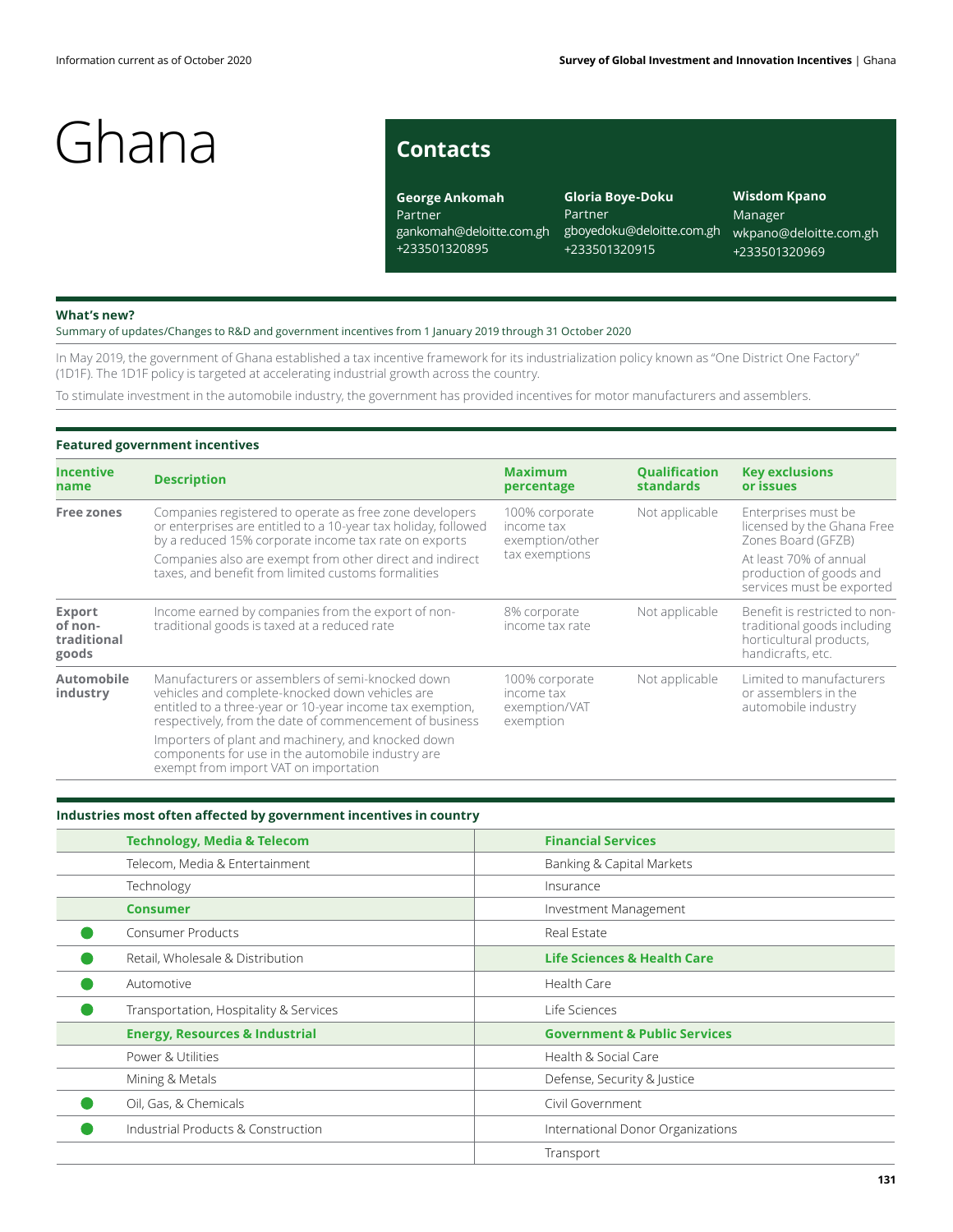Information current as of October 2020

# Ghana

## Contacts

**George Ankomah**
Partner
gankomah@deloitte.com.gh
+233501320895

**Gloria Boye-Doku**
Partner
gboyedoku@deloitte.com.gh
+233501320915

**Wisdom Kpano**
Manager
wkpano@deloitte.com.gh
+233501320969

### What's new?

Summary of updates/Changes to R&D and government incentives from 1 January 2019 through 31 October 2020

In May 2019, the government of Ghana established a tax incentive framework for its industrialization policy known as "One District One Factory" (1D1F). The 1D1F policy is targeted at accelerating industrial growth across the country.

To stimulate investment in the automobile industry, the government has provided incentives for motor manufacturers and assemblers.

### Featured government incentives

| Incentive name | Description | Maximum percentage | Qualification standards | Key exclusions or issues |
|---|---|---|---|---|
| **Free zones** | Companies registered to operate as free zone developers or enterprises are entitled to a 10-year tax holiday, followed by a reduced 15% corporate income tax rate on exports<br><br>Companies also are exempt from other direct and indirect taxes, and benefit from limited customs formalities | 100% corporate income tax exemption/other tax exemptions | Not applicable | Enterprises must be licensed by the Ghana Free Zones Board (GFZB)<br><br>At least 70% of annual production of goods and services must be exported |
| **Export of non-traditional goods** | Income earned by companies from the export of non-traditional goods is taxed at a reduced rate | 8% corporate income tax rate | Not applicable | Benefit is restricted to non-traditional goods including horticultural products, handicrafts, etc. |
| **Automobile industry** | Manufacturers or assemblers of semi-knocked down vehicles and complete-knocked down vehicles are entitled to a three-year or 10-year income tax exemption, respectively, from the date of commencement of business<br><br>Importers of plant and machinery, and knocked down components for use in the automobile industry are exempt from import VAT on importation | 100% corporate income tax exemption/VAT exemption | Not applicable | Limited to manufacturers or assemblers in the automobile industry |

### Industries most often affected by government incentives in country

| | Industry | Industry |
|---|---|---|
| | **Technology, Media & Telecom** | **Financial Services** |
| | Telecom, Media & Entertainment | Banking & Capital Markets |
| | Technology | Insurance |
| | **Consumer** | Investment Management |
| ● | Consumer Products | Real Estate |
| ● | Retail, Wholesale & Distribution | **Life Sciences & Health Care** |
| ● | Automotive | Health Care |
| ● | Transportation, Hospitality & Services | Life Sciences |
| | **Energy, Resources & Industrial** | **Government & Public Services** |
| | Power & Utilities | Health & Social Care |
| | Mining & Metals | Defense, Security & Justice |
| ● | Oil, Gas, & Chemicals | Civil Government |
| ● | Industrial Products & Construction | International Donor Organizations |
| | | Transport |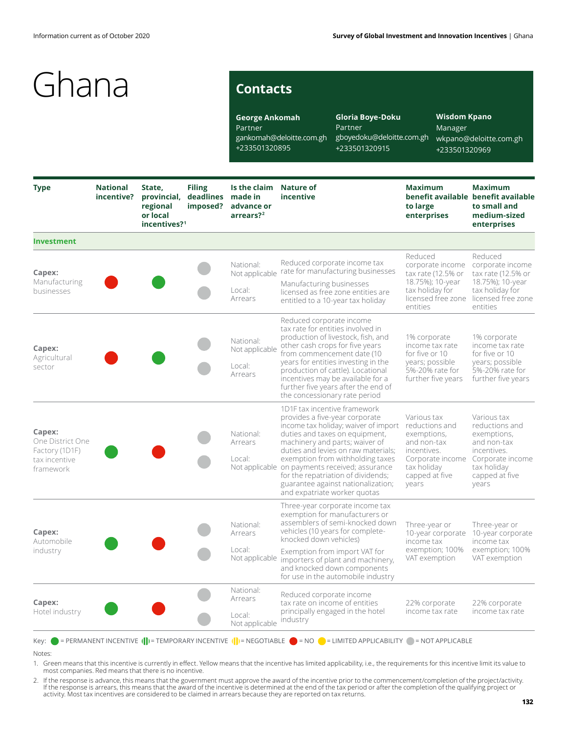# Ghana

## Contacts

**George Ankomah**
Partner
gankomah@deloitte.com.gh
+233501320895

**Gloria Boye-Doku**
Partner
gboyedoku@deloitte.com.gh
+233501320915

**Wisdom Kpano**
Manager
wkpano@deloitte.com.gh
+233501320969

| Type | National incentive? | State, provincial, regional or local incentives?[1] | Filing deadlines imposed? | Is the claim made in advance or arrears?[2] | Nature of incentive | Maximum benefit available to large enterprises | Maximum benefit available to small and medium-sized enterprises |
|---|---|---|---|---|---|---|---|
| **Investment** | | | | | | | |
| **Capex:** Manufacturing businesses | No | Permanent incentive | Not applicable / Not applicable | National: Not applicable<br>Local: Arrears | Reduced corporate income tax rate for manufacturing businesses<br>Manufacturing businesses licensed as free zone entities are entitled to a 10-year tax holiday | Reduced corporate income tax rate (12.5% or 18.75%); 10-year tax holiday for licensed free zone entities | Reduced corporate income tax rate (12.5% or 18.75%); 10-year tax holiday for licensed free zone entities |
| **Capex:** Agricultural sector | No | Permanent incentive | Not applicable / Not applicable | National: Not applicable<br>Local: Arrears | Reduced corporate income tax rate for entities involved in production of livestock, fish, and other cash crops for five years from commencement date (10 years for entities investing in the production of cattle). Locational incentives may be available for a further five years after the end of the concessionary rate period | 1% corporate income tax rate for five or 10 years; possible 5%-20% rate for further five years | 1% corporate income tax rate for five or 10 years; possible 5%-20% rate for further five years |
| **Capex:** One District One Factory (1D1F) tax incentive framework | Permanent incentive | No | Not applicable / Not applicable | National: Arrears<br>Local: Not applicable | 1D1F tax incentive framework provides a five-year corporate income tax holiday; waiver of import duties and taxes on equipment, machinery and parts; waiver of duties and levies on raw materials; exemption from withholding taxes on payments received; assurance for the repatriation of dividends; guarantee against nationalization; and expatriate worker quotas | Various tax reductions and exemptions, and non-tax incentives. Corporate income tax holiday capped at five years | Various tax reductions and exemptions, and non-tax incentives. Corporate income tax holiday capped at five years |
| **Capex:** Automobile industry | Permanent incentive | No | Not applicable / Not applicable | National: Arrears<br>Local: Not applicable | Three-year corporate income tax exemption for manufacturers or assemblers of semi-knocked down vehicles (10 years for complete-knocked down vehicles)<br>Exemption from import VAT for importers of plant and machinery, and knocked down components for use in the automobile industry | Three-year or 10-year corporate income tax exemption; 100% VAT exemption | Three-year or 10-year corporate income tax exemption; 100% VAT exemption |
| **Capex:** Hotel industry | Permanent incentive | No | Not applicable / Not applicable | National: Arrears<br>Local: Not applicable | Reduced corporate income tax rate on income of entities principally engaged in the hotel industry | 22% corporate income tax rate | 22% corporate income tax rate |

Key: ● = PERMANENT INCENTIVE ● = TEMPORARY INCENTIVE ● = NEGOTIABLE ● = NO ● = LIMITED APPLICABILITY ● = NOT APPLICABLE

Notes:

1. Green means that this incentive is currently in effect. Yellow means that the incentive has limited applicability, i.e., the requirements for this incentive limit its value to most companies. Red means that there is no incentive.
2. If the response is advance, this means that the government must approve the award of the incentive prior to the commencement/completion of the project/activity. If the response is arrears, this means that the award of the incentive is determined at the end of the tax period or after the completion of the qualifying project or activity. Most tax incentives are considered to be claimed in arrears because they are reported on tax returns.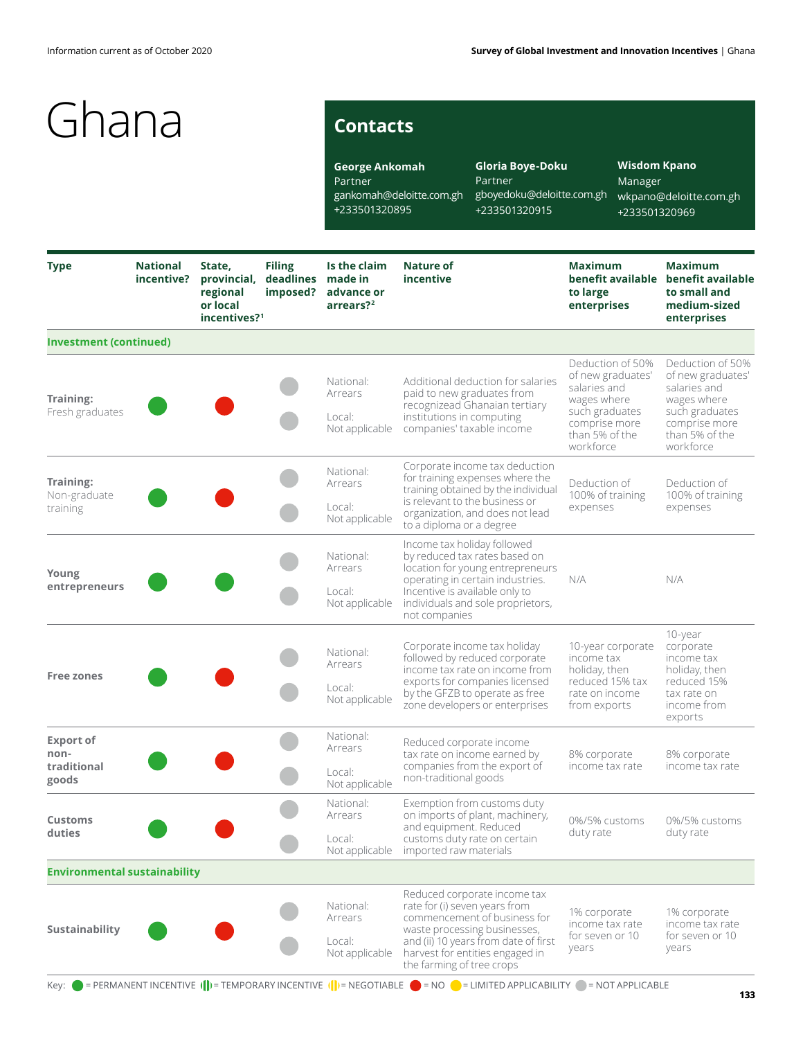Information current as of October 2020

# Ghana

## Contacts

**George Ankomah**
Partner
gankomah@deloitte.com.gh
+233501320895

**Gloria Boye-Doku**
Partner
gboyedoku@deloitte.com.gh
+233501320915

**Wisdom Kpano**
Manager
wkpano@deloitte.com.gh
+233501320969

| Type | National incentive? | State, provincial, regional or local incentives?[1] | Filing deadlines imposed? | Is the claim made in advance or arrears?[2] | Nature of incentive | Maximum benefit available to large enterprises | Maximum benefit available to small and medium-sized enterprises |
|---|---|---|---|---|---|---|---|
| **Investment (continued)** | | | | | | | |
| **Training:** Fresh graduates | PERMANENT INCENTIVE | NO | NOT APPLICABLE / NOT APPLICABLE | National: Arrears<br>Local: Not applicable | Additional deduction for salaries paid to new graduates from recognizead Ghanaian tertiary institutions in computing companies' taxable income | Deduction of 50% of new graduates' salaries and wages where such graduates comprise more than 5% of the workforce | Deduction of 50% of new graduates' salaries and wages where such graduates comprise more than 5% of the workforce |
| **Training:** Non-graduate training | PERMANENT INCENTIVE | NO | NOT APPLICABLE / NOT APPLICABLE | National: Arrears<br>Local: Not applicable | Corporate income tax deduction for training expenses where the training obtained by the individual is relevant to the business or organization, and does not lead to a diploma or a degree | Deduction of 100% of training expenses | Deduction of 100% of training expenses |
| **Young entrepreneurs** | PERMANENT INCENTIVE | PERMANENT INCENTIVE | NOT APPLICABLE / NOT APPLICABLE | National: Arrears<br>Local: Not applicable | Income tax holiday followed by reduced tax rates based on location for young entrepreneurs operating in certain industries. Incentive is available only to individuals and sole proprietors, not companies | N/A | N/A |
| **Free zones** | PERMANENT INCENTIVE | NO | NOT APPLICABLE / NOT APPLICABLE | National: Arrears<br>Local: Not applicable | Corporate income tax holiday followed by reduced corporate income tax rate on income from exports for companies licensed by the GFZB to operate as free zone developers or enterprises | 10-year corporate income tax holiday, then reduced 15% tax rate on income from exports | 10-year corporate income tax holiday, then reduced 15% tax rate on income from exports |
| **Export of non-traditional goods** | PERMANENT INCENTIVE | NO | NOT APPLICABLE / NOT APPLICABLE | National: Arrears<br>Local: Not applicable | Reduced corporate income tax rate on income earned by companies from the export of non-traditional goods | 8% corporate income tax rate | 8% corporate income tax rate |
| **Customs duties** | PERMANENT INCENTIVE | NO | NOT APPLICABLE / NOT APPLICABLE | National: Arrears<br>Local: Not applicable | Exemption from customs duty on imports of plant, machinery, and equipment. Reduced customs duty rate on certain imported raw materials | 0%/5% customs duty rate | 0%/5% customs duty rate |
| **Environmental sustainability** | | | | | | | |
| **Sustainability** | PERMANENT INCENTIVE | NO | NOT APPLICABLE / NOT APPLICABLE | National: Arrears<br>Local: Not applicable | Reduced corporate income tax rate for (i) seven years from commencement of business for waste processing businesses, and (ii) 10 years from date of first harvest for entities engaged in the farming of tree crops | 1% corporate income tax rate for seven or 10 years | 1% corporate income tax rate for seven or 10 years |

Key: ● = PERMANENT INCENTIVE (|) = TEMPORARY INCENTIVE (|) = NEGOTIABLE ● = NO ● = LIMITED APPLICABILITY ● = NOT APPLICABLE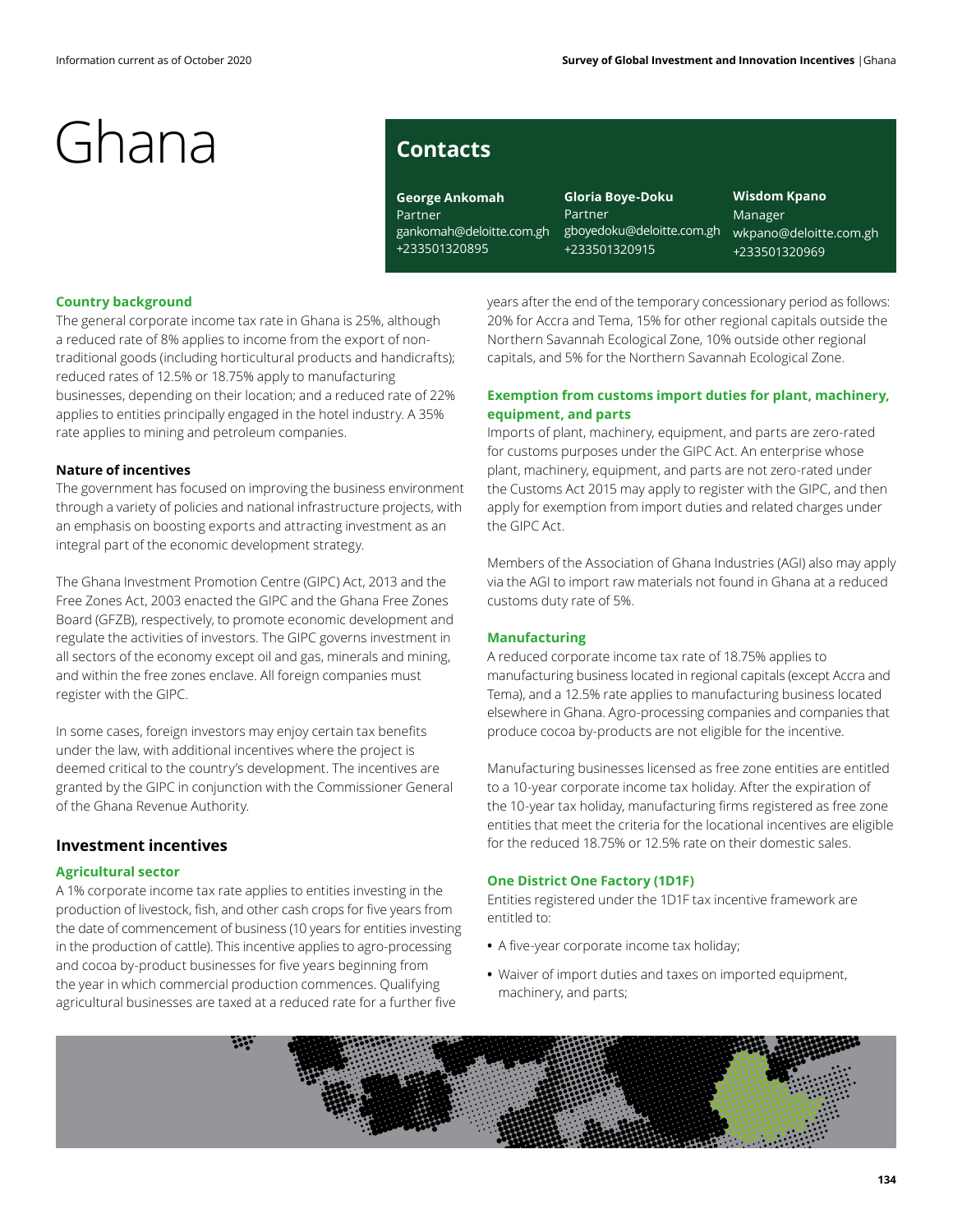# Ghana

## Contacts

**George Ankomah**
Partner
gankomah@deloitte.com.gh
+233501320895

**Gloria Boye-Doku**
Partner
gboyedoku@deloitte.com.gh
+233501320915

**Wisdom Kpano**
Manager
wkpano@deloitte.com.gh
+233501320969

### Country background

The general corporate income tax rate in Ghana is 25%, although a reduced rate of 8% applies to income from the export of non-traditional goods (including horticultural products and handicrafts); reduced rates of 12.5% or 18.75% apply to manufacturing businesses, depending on their location; and a reduced rate of 22% applies to entities principally engaged in the hotel industry. A 35% rate applies to mining and petroleum companies.

### Nature of incentives

The government has focused on improving the business environment through a variety of policies and national infrastructure projects, with an emphasis on boosting exports and attracting investment as an integral part of the economic development strategy.

The Ghana Investment Promotion Centre (GIPC) Act, 2013 and the Free Zones Act, 2003 enacted the GIPC and the Ghana Free Zones Board (GFZB), respectively, to promote economic development and regulate the activities of investors. The GIPC governs investment in all sectors of the economy except oil and gas, minerals and mining, and within the free zones enclave. All foreign companies must register with the GIPC.

In some cases, foreign investors may enjoy certain tax benefits under the law, with additional incentives where the project is deemed critical to the country's development. The incentives are granted by the GIPC in conjunction with the Commissioner General of the Ghana Revenue Authority.

## Investment incentives

### Agricultural sector

A 1% corporate income tax rate applies to entities investing in the production of livestock, fish, and other cash crops for five years from the date of commencement of business (10 years for entities investing in the production of cattle). This incentive applies to agro-processing and cocoa by-product businesses for five years beginning from the year in which commercial production commences. Qualifying agricultural businesses are taxed at a reduced rate for a further five years after the end of the temporary concessionary period as follows: 20% for Accra and Tema, 15% for other regional capitals outside the Northern Savannah Ecological Zone, 10% outside other regional capitals, and 5% for the Northern Savannah Ecological Zone.

### Exemption from customs import duties for plant, machinery, equipment, and parts

Imports of plant, machinery, equipment, and parts are zero-rated for customs purposes under the GIPC Act. An enterprise whose plant, machinery, equipment, and parts are not zero-rated under the Customs Act 2015 may apply to register with the GIPC, and then apply for exemption from import duties and related charges under the GIPC Act.

Members of the Association of Ghana Industries (AGI) also may apply via the AGI to import raw materials not found in Ghana at a reduced customs duty rate of 5%.

### Manufacturing

A reduced corporate income tax rate of 18.75% applies to manufacturing business located in regional capitals (except Accra and Tema), and a 12.5% rate applies to manufacturing business located elsewhere in Ghana. Agro-processing companies and companies that produce cocoa by-products are not eligible for the incentive.

Manufacturing businesses licensed as free zone entities are entitled to a 10-year corporate income tax holiday. After the expiration of the 10-year tax holiday, manufacturing firms registered as free zone entities that meet the criteria for the locational incentives are eligible for the reduced 18.75% or 12.5% rate on their domestic sales.

### One District One Factory (1D1F)

Entities registered under the 1D1F tax incentive framework are entitled to:

- A five-year corporate income tax holiday;
- Waiver of import duties and taxes on imported equipment, machinery, and parts;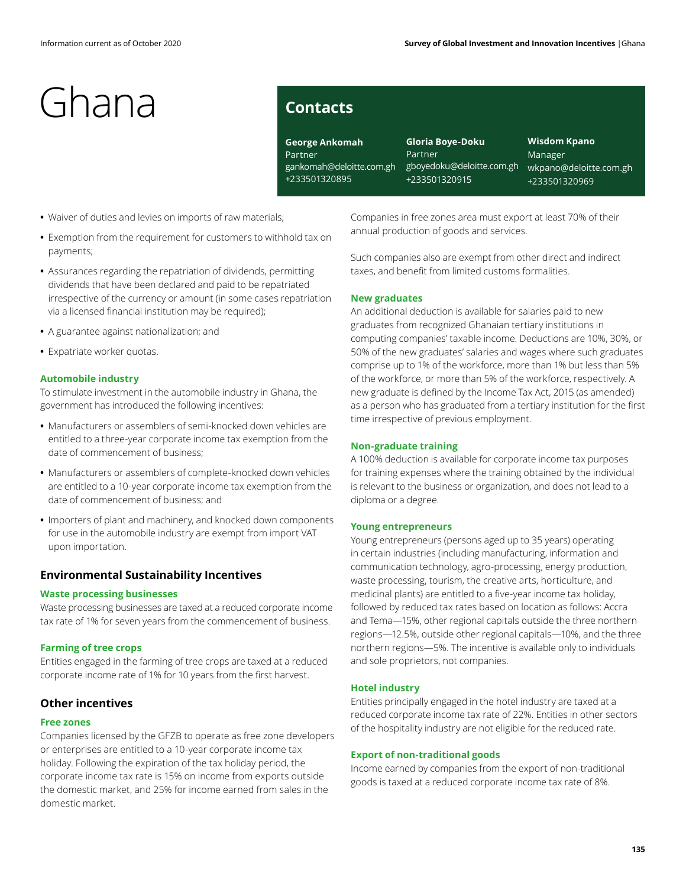# Ghana

## Contacts

**George Ankomah**
Partner
gankomah@deloitte.com.gh
+233501320895

**Gloria Boye-Doku**
Partner
gboyedoku@deloitte.com.gh
+233501320915

**Wisdom Kpano**
Manager
wkpano@deloitte.com.gh
+233501320969

- Waiver of duties and levies on imports of raw materials;
- Exemption from the requirement for customers to withhold tax on payments;
- Assurances regarding the repatriation of dividends, permitting dividends that have been declared and paid to be repatriated irrespective of the currency or amount (in some cases repatriation via a licensed financial institution may be required);
- A guarantee against nationalization; and
- Expatriate worker quotas.

#### Automobile industry

To stimulate investment in the automobile industry in Ghana, the government has introduced the following incentives:

- Manufacturers or assemblers of semi-knocked down vehicles are entitled to a three-year corporate income tax exemption from the date of commencement of business;
- Manufacturers or assemblers of complete-knocked down vehicles are entitled to a 10-year corporate income tax exemption from the date of commencement of business; and
- Importers of plant and machinery, and knocked down components for use in the automobile industry are exempt from import VAT upon importation.

### Environmental Sustainability Incentives

#### Waste processing businesses

Waste processing businesses are taxed at a reduced corporate income tax rate of 1% for seven years from the commencement of business.

#### Farming of tree crops

Entities engaged in the farming of tree crops are taxed at a reduced corporate income rate of 1% for 10 years from the first harvest.

### Other incentives

#### Free zones

Companies licensed by the GFZB to operate as free zone developers or enterprises are entitled to a 10-year corporate income tax holiday. Following the expiration of the tax holiday period, the corporate income tax rate is 15% on income from exports outside the domestic market, and 25% for income earned from sales in the domestic market.

Companies in free zones area must export at least 70% of their annual production of goods and services.

Such companies also are exempt from other direct and indirect taxes, and benefit from limited customs formalities.

#### New graduates

An additional deduction is available for salaries paid to new graduates from recognized Ghanaian tertiary institutions in computing companies' taxable income. Deductions are 10%, 30%, or 50% of the new graduates' salaries and wages where such graduates comprise up to 1% of the workforce, more than 1% but less than 5% of the workforce, or more than 5% of the workforce, respectively. A new graduate is defined by the Income Tax Act, 2015 (as amended) as a person who has graduated from a tertiary institution for the first time irrespective of previous employment.

#### Non-graduate training

A 100% deduction is available for corporate income tax purposes for training expenses where the training obtained by the individual is relevant to the business or organization, and does not lead to a diploma or a degree.

#### Young entrepreneurs

Young entrepreneurs (persons aged up to 35 years) operating in certain industries (including manufacturing, information and communication technology, agro-processing, energy production, waste processing, tourism, the creative arts, horticulture, and medicinal plants) are entitled to a five-year income tax holiday, followed by reduced tax rates based on location as follows: Accra and Tema—15%, other regional capitals outside the three northern regions—12.5%, outside other regional capitals—10%, and the three northern regions—5%. The incentive is available only to individuals and sole proprietors, not companies.

#### Hotel industry

Entities principally engaged in the hotel industry are taxed at a reduced corporate income tax rate of 22%. Entities in other sectors of the hospitality industry are not eligible for the reduced rate.

#### Export of non-traditional goods

Income earned by companies from the export of non-traditional goods is taxed at a reduced corporate income tax rate of 8%.